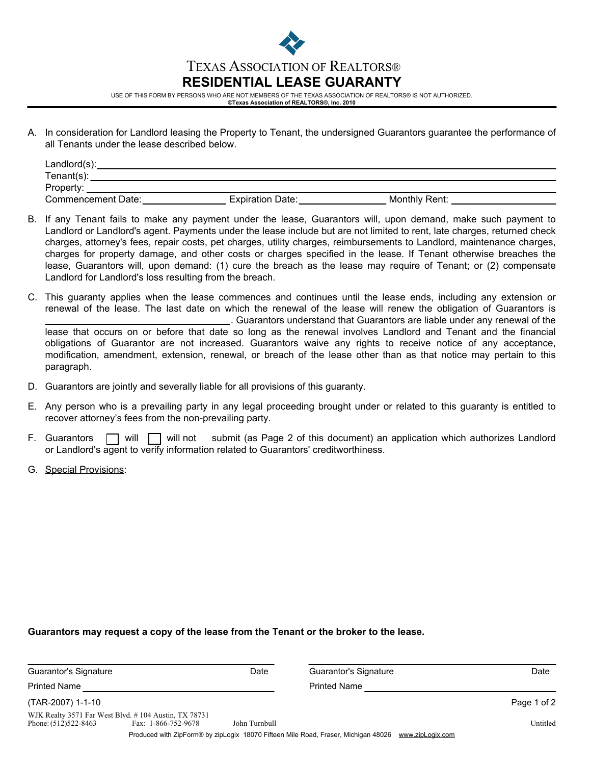TEXAS ASSOCIATION OF REALTORS®

# RESIDENTIAL LEASE GUARANTY

USE OF THIS FORM BY PERSONS WHO ARE NOT MEMBERS OF THE TEXAS ASSOCIATION OF REALTORS® IS NOT AUTHORIZED.
**©Texas Association of REALTORS®, Inc. 2010**

A. In consideration for Landlord leasing the Property to Tenant, the undersigned Guarantors guarantee the performance of all Tenants under the lease described below.

Landlord(s): ____________________
Tenant(s): ____________________
Property: ____________________
Commencement Date: ____________ Expiration Date: ____________ Monthly Rent: ____________

B. If any Tenant fails to make any payment under the lease, Guarantors will, upon demand, make such payment to Landlord or Landlord's agent. Payments under the lease include but are not limited to rent, late charges, returned check charges, attorney's fees, repair costs, pet charges, utility charges, reimbursements to Landlord, maintenance charges, charges for property damage, and other costs or charges specified in the lease. If Tenant otherwise breaches the lease, Guarantors will, upon demand: (1) cure the breach as the lease may require of Tenant; or (2) compensate Landlord for Landlord's loss resulting from the breach.

C. This guaranty applies when the lease commences and continues until the lease ends, including any extension or renewal of the lease. The last date on which the renewal of the lease will renew the obligation of Guarantors is ____________________. Guarantors understand that Guarantors are liable under any renewal of the lease that occurs on or before that date so long as the renewal involves Landlord and Tenant and the financial obligations of Guarantor are not increased. Guarantors waive any rights to receive notice of any acceptance, modification, amendment, extension, renewal, or breach of the lease other than as that notice may pertain to this paragraph.

D. Guarantors are jointly and severally liable for all provisions of this guaranty.

E. Any person who is a prevailing party in any legal proceeding brought under or related to this guaranty is entitled to recover attorney's fees from the non-prevailing party.

F. Guarantors ☐ will ☐ will not submit (as Page 2 of this document) an application which authorizes Landlord or Landlord's agent to verify information related to Guarantors' creditworthiness.

G. Special Provisions:

**Guarantors may request a copy of the lease from the Tenant or the broker to the lease.**

| Guarantor's Signature | Date | Guarantor's Signature | Date |
|---|---|---|---|
| Printed Name | | Printed Name | |

(TAR-2007) 1-1-10

WJK Realty 3571 Far West Blvd. # 104 Austin, TX 78731
Phone: (512)522-8463 Fax: 1-866-752-9678 John Turnbull Untitled

Produced with ZipForm® by zipLogix 18070 Fifteen Mile Road, Fraser, Michigan 48026 www.zipLogix.com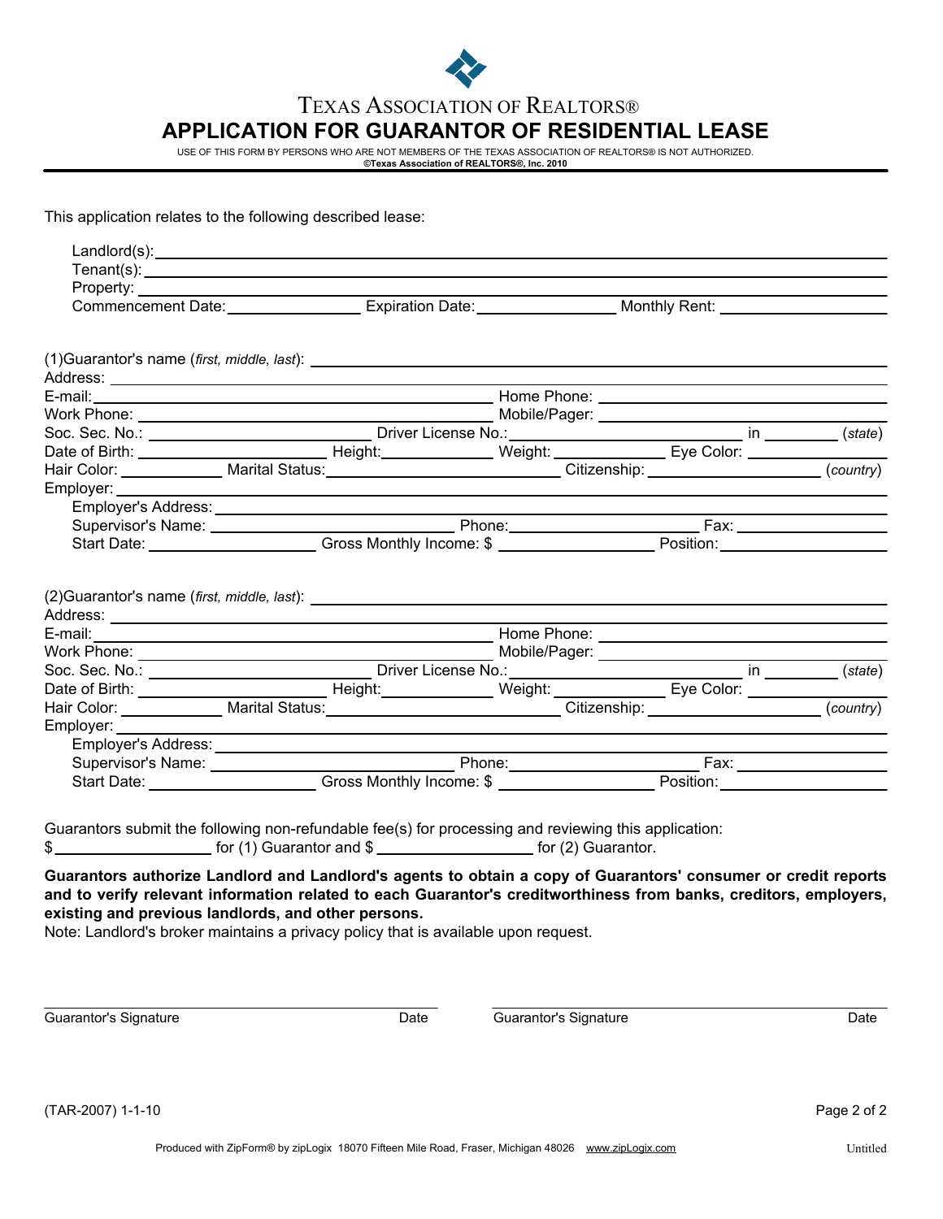TEXAS ASSOCIATION OF REALTORS®

# APPLICATION FOR GUARANTOR OF RESIDENTIAL LEASE

USE OF THIS FORM BY PERSONS WHO ARE NOT MEMBERS OF THE TEXAS ASSOCIATION OF REALTORS® IS NOT AUTHORIZED.
**©Texas Association of REALTORS®, Inc. 2010**

This application relates to the following described lease:

Landlord(s): ____________________
Tenant(s): ____________________
Property: ____________________
Commencement Date: __________ Expiration Date: __________ Monthly Rent: __________

(1)Guarantor's name (*first, middle, last*): ____________________
Address: ____________________
E-mail: __________ Home Phone: __________
Work Phone: __________ Mobile/Pager: __________
Soc. Sec. No.: __________ Driver License No.: __________ in __________ (*state*)
Date of Birth: __________ Height: __________ Weight: __________ Eye Color: __________
Hair Color: __________ Marital Status: __________ Citizenship: __________ (*country*)
Employer: ____________________
Employer's Address: ____________________
Supervisor's Name: __________ Phone: __________ Fax: __________
Start Date: __________ Gross Monthly Income: $ __________ Position: __________

(2)Guarantor's name (*first, middle, last*): ____________________
Address: ____________________
E-mail: __________ Home Phone: __________
Work Phone: __________ Mobile/Pager: __________
Soc. Sec. No.: __________ Driver License No.: __________ in __________ (*state*)
Date of Birth: __________ Height: __________ Weight: __________ Eye Color: __________
Hair Color: __________ Marital Status: __________ Citizenship: __________ (*country*)
Employer: ____________________
Employer's Address: ____________________
Supervisor's Name: __________ Phone: __________ Fax: __________
Start Date: __________ Gross Monthly Income: $ __________ Position: __________

Guarantors submit the following non-refundable fee(s) for processing and reviewing this application:
$ __________ for (1) Guarantor and $ __________ for (2) Guarantor.

**Guarantors authorize Landlord and Landlord's agents to obtain a copy of Guarantors' consumer or credit reports and to verify relevant information related to each Guarantor's creditworthiness from banks, creditors, employers, existing and previous landlords, and other persons.**
Note: Landlord's broker maintains a privacy policy that is available upon request.

______________________________ ______________________________
Guarantor's Signature Date Guarantor's Signature Date

(TAR-2007) 1-1-10

Produced with ZipForm® by zipLogix 18070 Fifteen Mile Road, Fraser, Michigan 48026 www.zipLogix.com Untitled